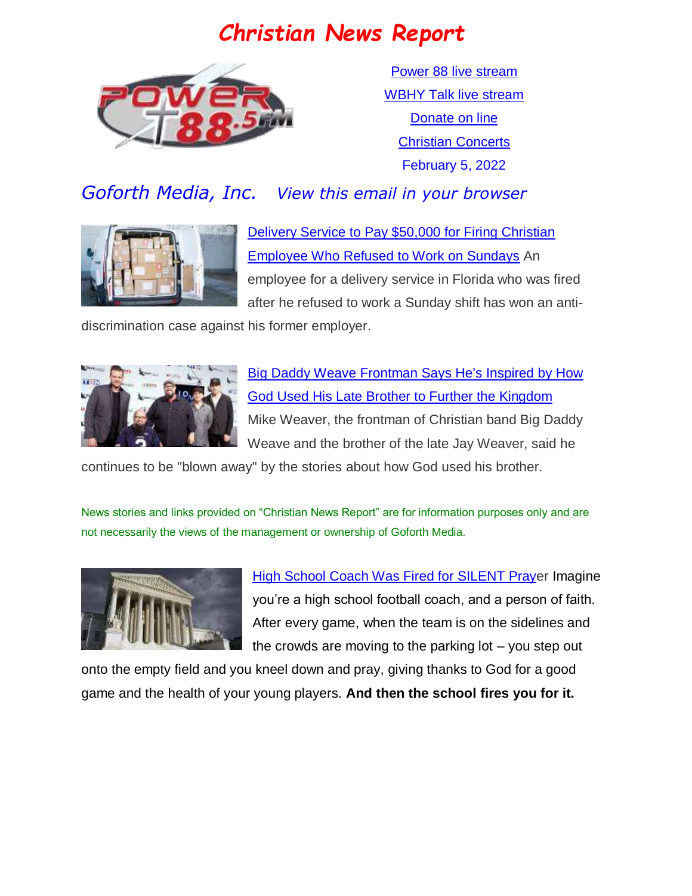# *Christian News Report*

Power 88 live stream

WBHY Talk live stream

Donate on line

Christian Concerts

February 5, 2022

*Goforth Media, Inc.* *View this email in your browser*

Delivery Service to Pay $50,000 for Firing Christian Employee Who Refused to Work on Sundays An employee for a delivery service in Florida who was fired after he refused to work a Sunday shift has won an anti-discrimination case against his former employer.

Big Daddy Weave Frontman Says He's Inspired by How God Used His Late Brother to Further the Kingdom Mike Weaver, the frontman of Christian band Big Daddy Weave and the brother of the late Jay Weaver, said he continues to be "blown away" by the stories about how God used his brother.

News stories and links provided on "Christian News Report" are for information purposes only and are not necessarily the views of the management or ownership of Goforth Media.

High School Coach Was Fired for SILENT Prayer Imagine you're a high school football coach, and a person of faith. After every game, when the team is on the sidelines and the crowds are moving to the parking lot – you step out onto the empty field and you kneel down and pray, giving thanks to God for a good game and the health of your young players. **And then the school fires you for it.**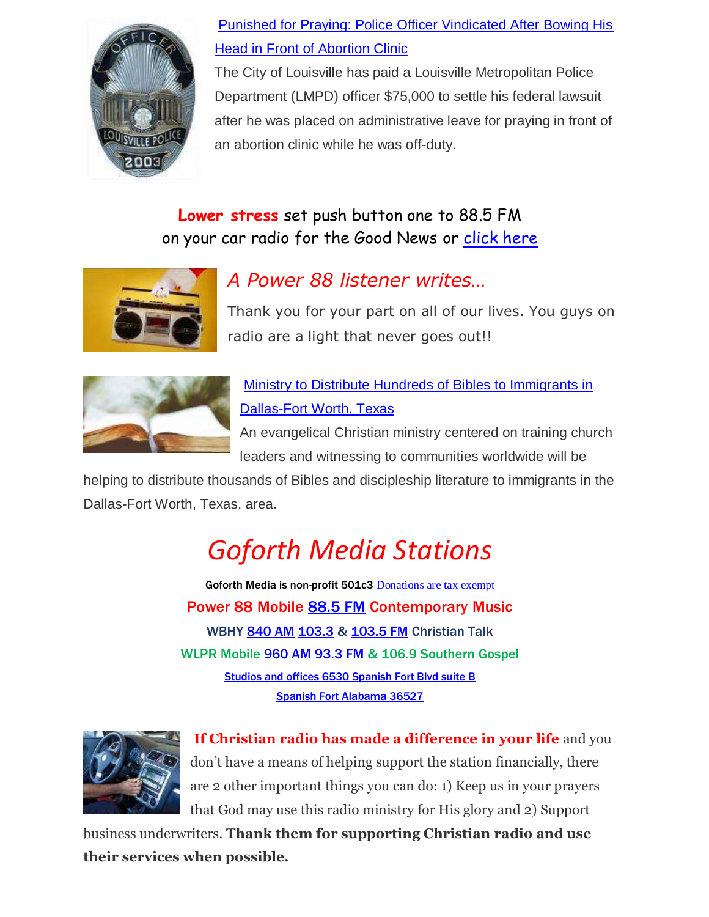[Punished for Praying: Police Officer Vindicated After Bowing His Head in Front of Abortion Clinic]

The City of Louisville has paid a Louisville Metropolitan Police Department (LMPD) officer $75,000 to settle his federal lawsuit after he was placed on administrative leave for praying in front of an abortion clinic while he was off-duty.

**Lower stress** set push button one to 88.5 FM on your car radio for the Good News or [click here]

*A Power 88 listener writes…*

Thank you for your part on all of our lives. You guys on radio are a light that never goes out!!

[Ministry to Distribute Hundreds of Bibles to Immigrants in Dallas-Fort Worth, Texas]

An evangelical Christian ministry centered on training church leaders and witnessing to communities worldwide will be helping to distribute thousands of Bibles and discipleship literature to immigrants in the Dallas-Fort Worth, Texas, area.

# *Goforth Media Stations*

Goforth Media is non-profit 501c3 [Donations are tax exempt]

**Power 88 Mobile [88.5 FM] Contemporary Music**

**WBHY [840 AM] [103.3] & [103.5 FM] Christian Talk**

**WLPR Mobile [960 AM] [93.3 FM] & 106.9 Southern Gospel**

[Studies and offices 6530 Spanish Fort Blvd suite B]

[Spanish Fort Alabama 36527]

**If Christian radio has made a difference in your life** and you don't have a means of helping support the station financially, there are 2 other important things you can do: 1) Keep us in your prayers that God may use this radio ministry for His glory and 2) Support business underwriters. **Thank them for supporting Christian radio and use their services when possible.**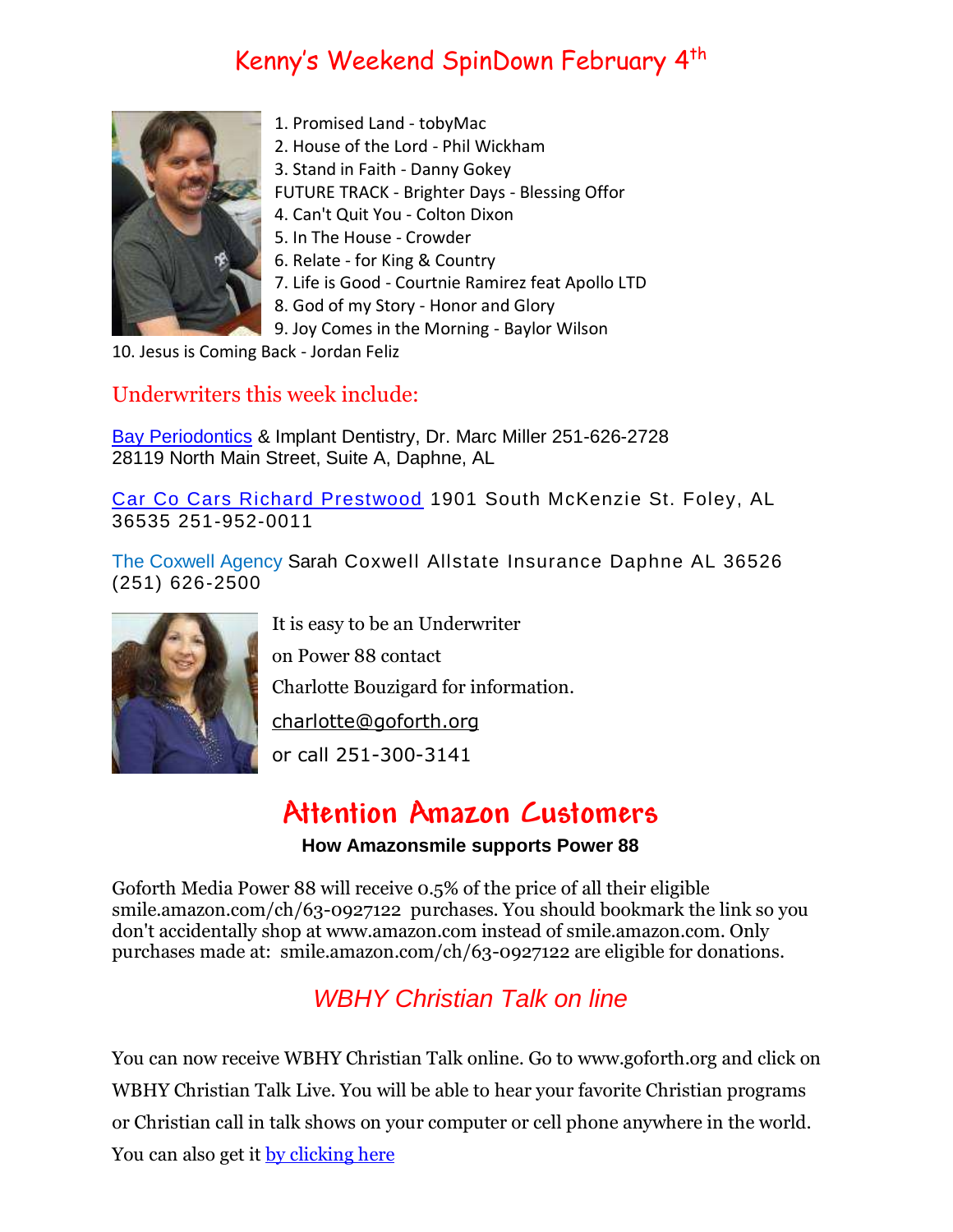# Kenny's Weekend SpinDown February 4th

1. Promised Land - tobyMac
2. House of the Lord - Phil Wickham
3. Stand in Faith - Danny Gokey

FUTURE TRACK - Brighter Days - Blessing Offor

4. Can't Quit You - Colton Dixon
5. In The House - Crowder
6. Relate - for King & Country
7. Life is Good - Courtnie Ramirez feat Apollo LTD
8. God of my Story - Honor and Glory
9. Joy Comes in the Morning - Baylor Wilson
10. Jesus is Coming Back - Jordan Feliz

## Underwriters this week include:

Bay Periodontics & Implant Dentistry, Dr. Marc Miller 251-626-2728
28119 North Main Street, Suite A, Daphne, AL

Car Co Cars Richard Prestwood 1901 South McKenzie St. Foley, AL 36535 251-952-0011

The Coxwell Agency Sarah Coxwell Allstate Insurance Daphne AL 36526 (251) 626-2500

It is easy to be an Underwriter

on Power 88 contact

Charlotte Bouzigard for information.

charlotte@goforth.org

or call 251-300-3141

## Attention Amazon Customers

**How Amazonsmile supports Power 88**

Goforth Media Power 88 will receive 0.5% of the price of all their eligible smile.amazon.com/ch/63-0927122 purchases. You should bookmark the link so you don't accidentally shop at www.amazon.com instead of smile.amazon.com. Only purchases made at: smile.amazon.com/ch/63-0927122 are eligible for donations.

## *WBHY Christian Talk on line*

You can now receive WBHY Christian Talk online. Go to www.goforth.org and click on WBHY Christian Talk Live. You will be able to hear your favorite Christian programs or Christian call in talk shows on your computer or cell phone anywhere in the world. You can also get it by clicking here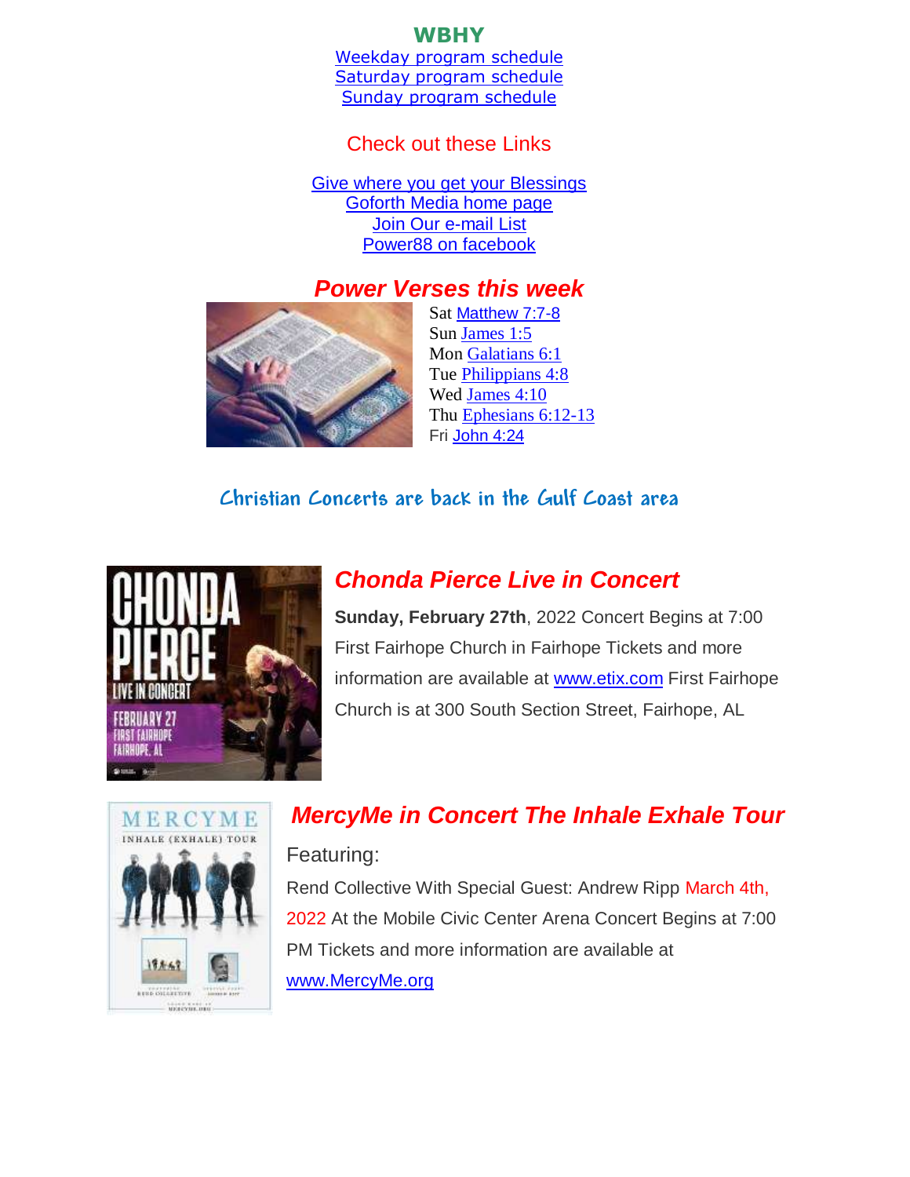## WBHY

Weekday program schedule
Saturday program schedule
Sunday program schedule

Check out these Links

Give where you get your Blessings
Goforth Media home page
Join Our e-mail List
Power88 on facebook

### *Power Verses this week*

Sat Matthew 7:7-8
Sun James 1:5
Mon Galatians 6:1
Tue Philippians 4:8
Wed James 4:10
Thu Ephesians 6:12-13
Fri John 4:24

## Christian Concerts are back in the Gulf Coast area

### *Chonda Pierce Live in Concert*

**Sunday, February 27th**, 2022 Concert Begins at 7:00 First Fairhope Church in Fairhope Tickets and more information are available at www.etix.com First Fairhope Church is at 300 South Section Street, Fairhope, AL

### *MercyMe in Concert The Inhale Exhale Tour*

Featuring:

Rend Collective With Special Guest: Andrew Ripp March 4th, 2022 At the Mobile Civic Center Arena Concert Begins at 7:00 PM Tickets and more information are available at www.MercyMe.org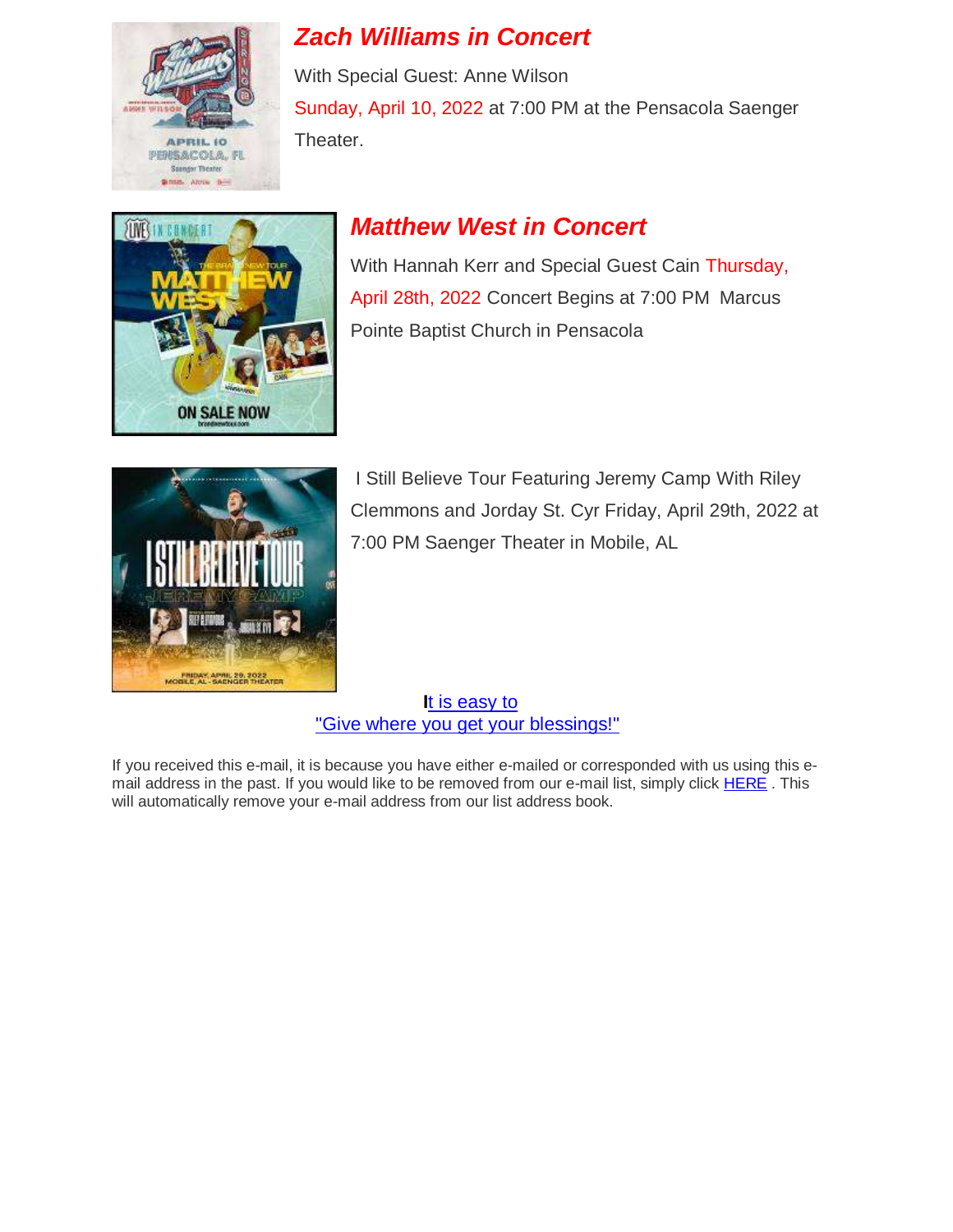***Zach Williams in Concert***

With Special Guest: Anne Wilson

Sunday, April 10, 2022 at 7:00 PM at the Pensacola Saenger Theater.

***Matthew West in Concert***

With Hannah Kerr and Special Guest Cain Thursday, April 28th, 2022 Concert Begins at 7:00 PM Marcus Pointe Baptist Church in Pensacola

I Still Believe Tour Featuring Jeremy Camp With Riley Clemmons and Jorday St. Cyr Friday, April 29th, 2022 at 7:00 PM Saenger Theater in Mobile, AL

**I**t is easy to
"Give where you get your blessings!"

If you received this e-mail, it is because you have either e-mailed or corresponded with us using this e-mail address in the past. If you would like to be removed from our e-mail list, simply click HERE . This will automatically remove your e-mail address from our list address book.